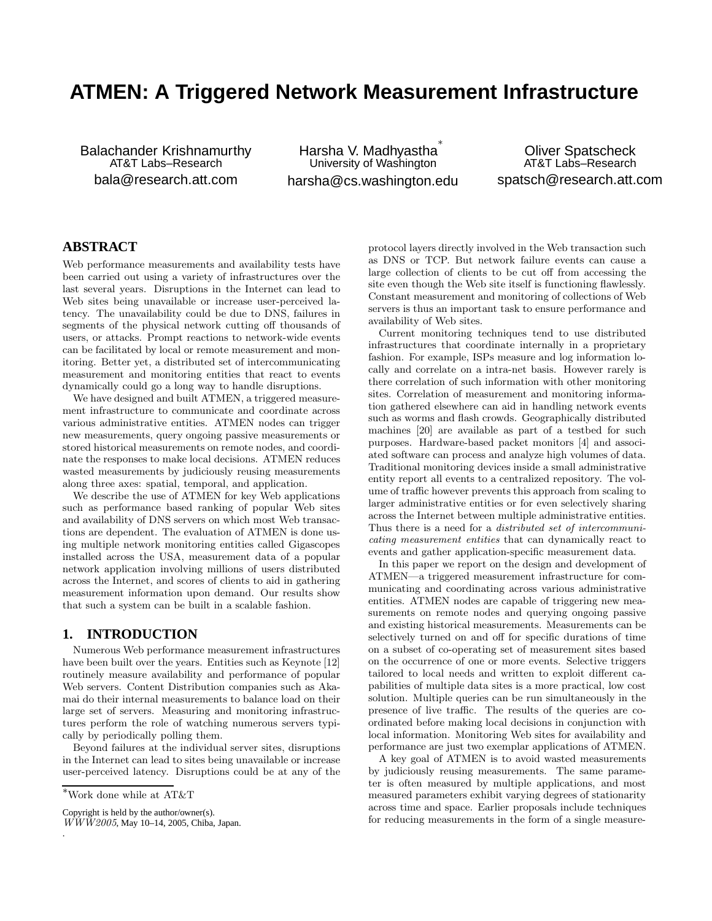# ATMEN: A Triggered Network Measurement Infrastructure

Balachander Krishnamurthy
AT&T Labs–Research
bala@research.att.com

Harsha V. Madhyastha*
University of Washington
harsha@cs.washington.edu

Oliver Spatscheck
AT&T Labs–Research
spatsch@research.att.com

## ABSTRACT

Web performance measurements and availability tests have been carried out using a variety of infrastructures over the last several years. Disruptions in the Internet can lead to Web sites being unavailable or increase user-perceived latency. The unavailability could be due to DNS, failures in segments of the physical network cutting off thousands of users, or attacks. Prompt reactions to network-wide events can be facilitated by local or remote measurement and monitoring. Better yet, a distributed set of intercommunicating measurement and monitoring entities that react to events dynamically could go a long way to handle disruptions.

We have designed and built ATMEN, a triggered measurement infrastructure to communicate and coordinate across various administrative entities. ATMEN nodes can trigger new measurements, query ongoing passive measurements or stored historical measurements on remote nodes, and coordinate the responses to make local decisions. ATMEN reduces wasted measurements by judiciously reusing measurements along three axes: spatial, temporal, and application.

We describe the use of ATMEN for key Web applications such as performance based ranking of popular Web sites and availability of DNS servers on which most Web transactions are dependent. The evaluation of ATMEN is done using multiple network monitoring entities called Gigascopes installed across the USA, measurement data of a popular network application involving millions of users distributed across the Internet, and scores of clients to aid in gathering measurement information upon demand. Our results show that such a system can be built in a scalable fashion.

## 1. INTRODUCTION

Numerous Web performance measurement infrastructures have been built over the years. Entities such as Keynote [12] routinely measure availability and performance of popular Web servers. Content Distribution companies such as Akamai do their internal measurements to balance load on their large set of servers. Measuring and monitoring infrastructures perform the role of watching numerous servers typically by periodically polling them.

Beyond failures at the individual server sites, disruptions in the Internet can lead to sites being unavailable or increase user-perceived latency. Disruptions could be at any of the protocol layers directly involved in the Web transaction such as DNS or TCP. But network failure events can cause a large collection of clients to be cut off from accessing the site even though the Web site itself is functioning flawlessly. Constant measurement and monitoring of collections of Web servers is thus an important task to ensure performance and availability of Web sites.

Current monitoring techniques tend to use distributed infrastructures that coordinate internally in a proprietary fashion. For example, ISPs measure and log information locally and correlate on a intra-net basis. However rarely is there correlation of such information with other monitoring sites. Correlation of measurement and monitoring information gathered elsewhere can aid in handling network events such as worms and flash crowds. Geographically distributed machines [20] are available as part of a testbed for such purposes. Hardware-based packet monitors [4] and associated software can process and analyze high volumes of data. Traditional monitoring devices inside a small administrative entity report all events to a centralized repository. The volume of traffic however prevents this approach from scaling to larger administrative entities or for even selectively sharing across the Internet between multiple administrative entities. Thus there is a need for a *distributed set of intercommunicating measurement entities* that can dynamically react to events and gather application-specific measurement data.

In this paper we report on the design and development of ATMEN—a triggered measurement infrastructure for communicating and coordinating across various administrative entities. ATMEN nodes are capable of triggering new measurements on remote nodes and querying ongoing passive and existing historical measurements. Measurements can be selectively turned on and off for specific durations of time on a subset of co-operating set of measurement sites based on the occurrence of one or more events. Selective triggers tailored to local needs and written to exploit different capabilities of multiple data sites is a more practical, low cost solution. Multiple queries can be run simultaneously in the presence of live traffic. The results of the queries are coordinated before making local decisions in conjunction with local information. Monitoring Web sites for availability and performance are just two exemplar applications of ATMEN.

A key goal of ATMEN is to avoid wasted measurements by judiciously reusing measurements. The same parameter is often measured by multiple applications, and most measured parameters exhibit varying degrees of stationarity across time and space. Earlier proposals include techniques for reducing measurements in the form of a single measure-

*Work done while at AT&T

Copyright is held by the author/owner(s).
*WWW2005*, May 10–14, 2005, Chiba, Japan.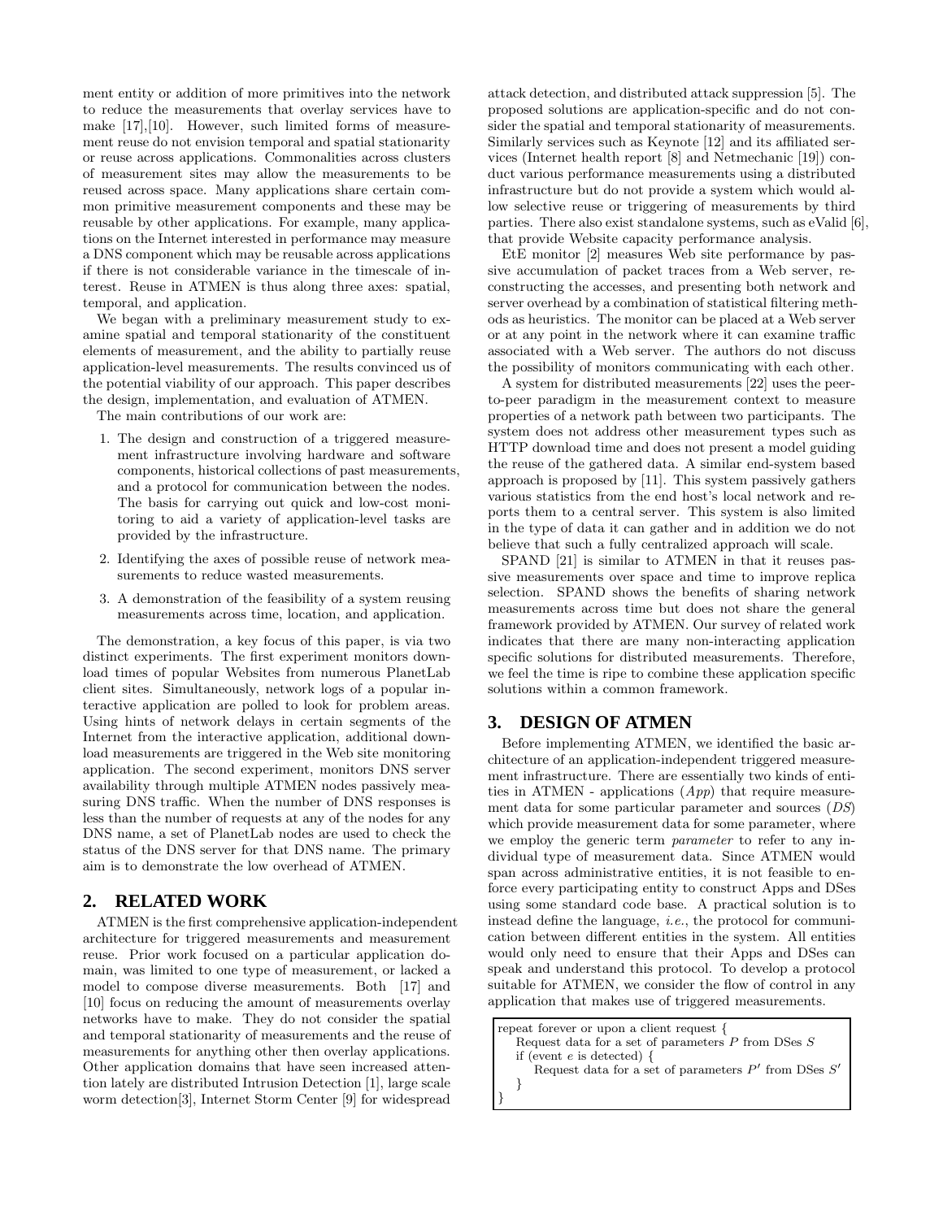ment entity or addition of more primitives into the network to reduce the measurements that overlay services have to make [17],[10]. However, such limited forms of measurement reuse do not envision temporal and spatial stationarity or reuse across applications. Commonalities across clusters of measurement sites may allow the measurements to be reused across space. Many applications share certain common primitive measurement components and these may be reusable by other applications. For example, many applications on the Internet interested in performance may measure a DNS component which may be reusable across applications if there is not considerable variance in the timescale of interest. Reuse in ATMEN is thus along three axes: spatial, temporal, and application.

We began with a preliminary measurement study to examine spatial and temporal stationarity of the constituent elements of measurement, and the ability to partially reuse application-level measurements. The results convinced us of the potential viability of our approach. This paper describes the design, implementation, and evaluation of ATMEN.

The main contributions of our work are:

1. The design and construction of a triggered measurement infrastructure involving hardware and software components, historical collections of past measurements, and a protocol for communication between the nodes. The basis for carrying out quick and low-cost monitoring to aid a variety of application-level tasks are provided by the infrastructure.
2. Identifying the axes of possible reuse of network measurements to reduce wasted measurements.
3. A demonstration of the feasibility of a system reusing measurements across time, location, and application.

The demonstration, a key focus of this paper, is via two distinct experiments. The first experiment monitors download times of popular Websites from numerous PlanetLab client sites. Simultaneously, network logs of a popular interactive application are polled to look for problem areas. Using hints of network delays in certain segments of the Internet from the interactive application, additional download measurements are triggered in the Web site monitoring application. The second experiment, monitors DNS server availability through multiple ATMEN nodes passively measuring DNS traffic. When the number of DNS responses is less than the number of requests at any of the nodes for any DNS name, a set of PlanetLab nodes are used to check the status of the DNS server for that DNS name. The primary aim is to demonstrate the low overhead of ATMEN.

## 2. RELATED WORK

ATMEN is the first comprehensive application-independent architecture for triggered measurements and measurement reuse. Prior work focused on a particular application domain, was limited to one type of measurement, or lacked a model to compose diverse measurements. Both [17] and [10] focus on reducing the amount of measurements overlay networks have to make. They do not consider the spatial and temporal stationarity of measurements and the reuse of measurements for anything other then overlay applications. Other application domains that have seen increased attention lately are distributed Intrusion Detection [1], large scale worm detection[3], Internet Storm Center [9] for widespread attack detection, and distributed attack suppression [5]. The proposed solutions are application-specific and do not consider the spatial and temporal stationarity of measurements. Similarly services such as Keynote [12] and its affiliated services (Internet health report [8] and Netmechanic [19]) conduct various performance measurements using a distributed infrastructure but do not provide a system which would allow selective reuse or triggering of measurements by third parties. There also exist standalone systems, such as eValid [6], that provide Website capacity performance analysis.

EtE monitor [2] measures Web site performance by passive accumulation of packet traces from a Web server, reconstructing the accesses, and presenting both network and server overhead by a combination of statistical filtering methods as heuristics. The monitor can be placed at a Web server or at any point in the network where it can examine traffic associated with a Web server. The authors do not discuss the possibility of monitors communicating with each other.

A system for distributed measurements [22] uses the peer-to-peer paradigm in the measurement context to measure properties of a network path between two participants. The system does not address other measurement types such as HTTP download time and does not present a model guiding the reuse of the gathered data. A similar end-system based approach is proposed by [11]. This system passively gathers various statistics from the end host's local network and reports them to a central server. This system is also limited in the type of data it can gather and in addition we do not believe that such a fully centralized approach will scale.

SPAND [21] is similar to ATMEN in that it reuses passive measurements over space and time to improve replica selection. SPAND shows the benefits of sharing network measurements across time but does not share the general framework provided by ATMEN. Our survey of related work indicates that there are many non-interacting application specific solutions for distributed measurements. Therefore, we feel the time is ripe to combine these application specific solutions within a common framework.

## 3. DESIGN OF ATMEN

Before implementing ATMEN, we identified the basic architecture of an application-independent triggered measurement infrastructure. There are essentially two kinds of entities in ATMEN - applications (*App*) that require measurement data for some particular parameter and sources (*DS*) which provide measurement data for some parameter, where we employ the generic term *parameter* to refer to any individual type of measurement data. Since ATMEN would span across administrative entities, it is not feasible to enforce every participating entity to construct Apps and DSes using some standard code base. A practical solution is to instead define the language, *i.e.*, the protocol for communication between different entities in the system. All entities would only need to ensure that their Apps and DSes can speak and understand this protocol. To develop a protocol suitable for ATMEN, we consider the flow of control in any application that makes use of triggered measurements.

```
repeat forever or upon a client request {
    Request data for a set of parameters P from DSes S
    if (event e is detected) {
        Request data for a set of parameters P' from DSes S'
    }
}
```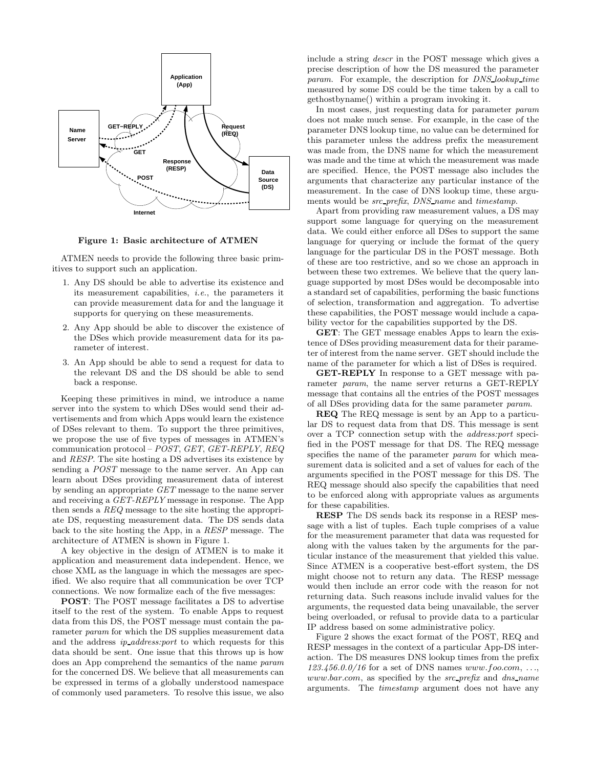Figure 1: Basic architecture of ATMEN

ATMEN needs to provide the following three basic primitives to support such an application.

1. Any DS should be able to advertise its existence and its measurement capabilities, *i.e.*, the parameters it can provide measurement data for and the language it supports for querying on these measurements.
2. Any App should be able to discover the existence of the DSes which provide measurement data for its parameter of interest.
3. An App should be able to send a request for data to the relevant DS and the DS should be able to send back a response.

Keeping these primitives in mind, we introduce a name server into the system to which DSes would send their advertisements and from which Apps would learn the existence of DSes relevant to them. To support the three primitives, we propose the use of five types of messages in ATMEN's communication protocol – *POST*, *GET*, *GET-REPLY*, *REQ* and *RESP*. The site hosting a DS advertises its existence by sending a *POST* message to the name server. An App can learn about DSes providing measurement data of interest by sending an appropriate *GET* message to the name server and receiving a *GET-REPLY* message in response. The App then sends a *REQ* message to the site hosting the appropriate DS, requesting measurement data. The DS sends data back to the site hosting the App, in a *RESP* message. The architecture of ATMEN is shown in Figure 1.

A key objective in the design of ATMEN is to make it application and measurement data independent. Hence, we chose XML as the language in which the messages are specified. We also require that all communication be over TCP connections. We now formalize each of the five messages:

**POST**: The POST message facilitates a DS to advertise itself to the rest of the system. To enable Apps to request data from this DS, the POST message must contain the parameter *param* for which the DS supplies measurement data and the address *ip_address:port* to which requests for this data should be sent. One issue that this throws up is how does an App comprehend the semantics of the name *param* for the concerned DS. We believe that all measurements can be expressed in terms of a globally understood namespace of commonly used parameters. To resolve this issue, we also include a string *descr* in the POST message which gives a precise description of how the DS measured the parameter *param*. For example, the description for *DNS_lookup_time* measured by some DS could be the time taken by a call to gethostbyname() within a program invoking it.

In most cases, just requesting data for parameter *param* does not make much sense. For example, in the case of the parameter DNS lookup time, no value can be determined for this parameter unless the address prefix the measurement was made from, the DNS name for which the measurement was made and the time at which the measurement was made are specified. Hence, the POST message also includes the arguments that characterize any particular instance of the measurement. In the case of DNS lookup time, these arguments would be *src_prefix*, *DNS_name* and *timestamp*.

Apart from providing raw measurement values, a DS may support some language for querying on the measurement data. We could either enforce all DSes to support the same language for querying or include the format of the query language for the particular DS in the POST message. Both of these are too restrictive, and so we chose an approach in between these two extremes. We believe that the query language supported by most DSes would be decomposable into a standard set of capabilities, performing the basic functions of selection, transformation and aggregation. To advertise these capabilities, the POST message would include a capability vector for the capabilities supported by the DS.

**GET**: The GET message enables Apps to learn the existence of DSes providing measurement data for their parameter of interest from the name server. GET should include the name of the parameter for which a list of DSes is required.

**GET-REPLY** In response to a GET message with parameter *param*, the name server returns a GET-REPLY message that contains all the entries of the POST messages of all DSes providing data for the same parameter *param*.

**REQ** The REQ message is sent by an App to a particular DS to request data from that DS. This message is sent over a TCP connection setup with the *address:port* specified in the POST message for that DS. The REQ message specifies the name of the parameter *param* for which measurement data is solicited and a set of values for each of the arguments specified in the POST message for this DS. The REQ message should also specify the capabilities that need to be enforced along with appropriate values as arguments for these capabilities.

**RESP** The DS sends back its response in a RESP message with a list of tuples. Each tuple comprises of a value for the measurement parameter that data was requested for along with the values taken by the arguments for the particular instance of the measurement that yielded this value. Since ATMEN is a cooperative best-effort system, the DS might choose not to return any data. The RESP message would then include an error code with the reason for not returning data. Such reasons include invalid values for the arguments, the requested data being unavailable, the server being overloaded, or refusal to provide data to a particular IP address based on some administrative policy.

Figure 2 shows the exact format of the POST, REQ and RESP messages in the context of a particular App-DS interaction. The DS measures DNS lookup times from the prefix *123.456.0.0/16* for a set of DNS names *www.foo.com*, ..., *www.bar.com*, as specified by the *src_prefix* and *dns_name* arguments. The *timestamp* argument does not have any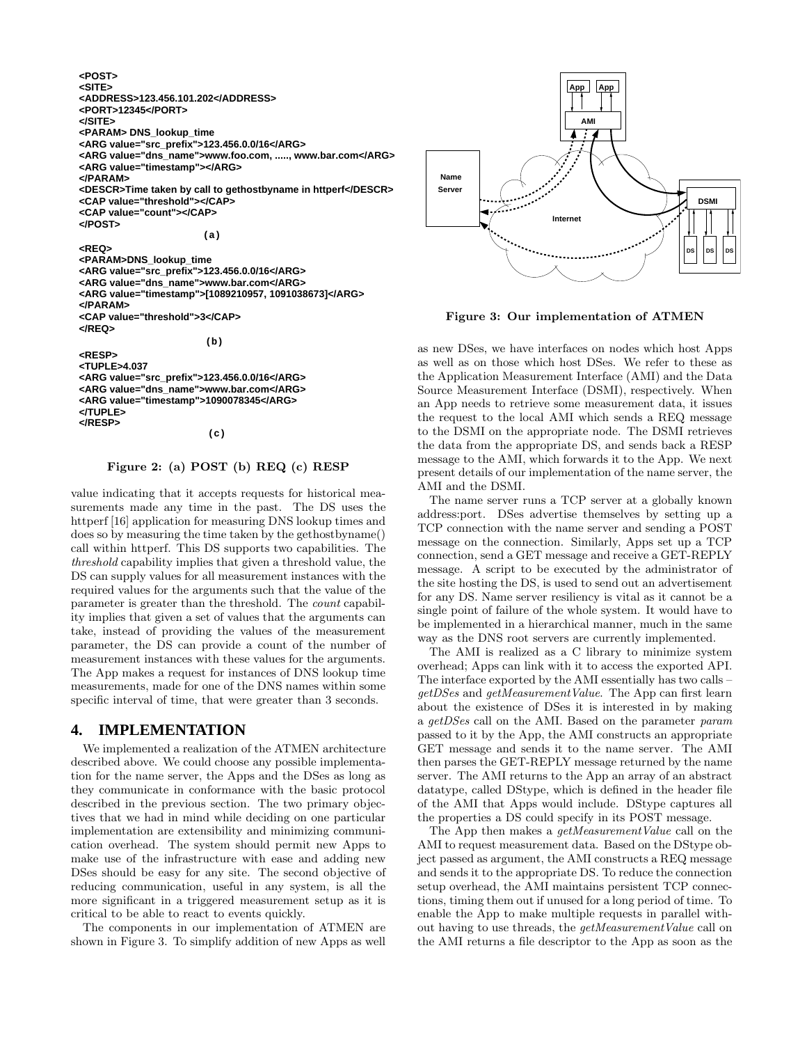```
<POST>
<SITE>
<ADDRESS>123.456.101.202</ADDRESS>
<PORT>12345</PORT>
</SITE>
<PARAM> DNS_lookup_time
<ARG value="src_prefix">123.456.0.0/16</ARG>
<ARG value="dns_name">www.foo.com, ....., www.bar.com</ARG>
<ARG value="timestamp"></ARG>
</PARAM>
<DESCR>Time taken by call to gethostbyname in httperf</DESCR>
<CAP value="threshold"></CAP>
<CAP value="count"></CAP>
</POST>
```

(a)

```
<REQ>
<PARAM>DNS_lookup_time
<ARG value="src_prefix">123.456.0.0/16</ARG>
<ARG value="dns_name">www.bar.com</ARG>
<ARG value="timestamp">[1089210957, 1091038673]</ARG>
</PARAM>
<CAP value="threshold">3</CAP>
</REQ>
```

(b)

```
<RESP>
<TUPLE>4.037
<ARG value="src_prefix">123.456.0.0/16</ARG>
<ARG value="dns_name">www.bar.com</ARG>
<ARG value="timestamp">1090078345</ARG>
</TUPLE>
</RESP>
```

(c)

**Figure 2: (a) POST (b) REQ (c) RESP**

value indicating that it accepts requests for historical measurements made any time in the past. The DS uses the httperf [16] application for measuring DNS lookup times and does so by measuring the time taken by the gethostbyname() call within httperf. This DS supports two capabilities. The *threshold* capability implies that given a threshold value, the DS can supply values for all measurement instances with the required values for the arguments such that the value of the parameter is greater than the threshold. The *count* capability implies that given a set of values that the arguments can take, instead of providing the values of the measurement parameter, the DS can provide a count of the number of measurement instances with these values for the arguments. The App makes a request for instances of DNS lookup time measurements, made for one of the DNS names within some specific interval of time, that were greater than 3 seconds.

## 4. IMPLEMENTATION

We implemented a realization of the ATMEN architecture described above. We could choose any possible implementation for the name server, the Apps and the DSes as long as they communicate in conformance with the basic protocol described in the previous section. The two primary objectives that we had in mind while deciding on one particular implementation are extensibility and minimizing communication overhead. The system should permit new Apps to make use of the infrastructure with ease and adding new DSes should be easy for any site. The second objective of reducing communication, useful in any system, is all the more significant in a triggered measurement setup as it is critical to be able to react to events quickly.

The components in our implementation of ATMEN are shown in Figure 3. To simplify addition of new Apps as well as new DSes, we have interfaces on nodes which host Apps as well as on those which host DSes. We refer to these as the Application Measurement Interface (AMI) and the Data Source Measurement Interface (DSMI), respectively. When an App needs to retrieve some measurement data, it issues the request to the local AMI which sends a REQ message to the DSMI on the appropriate node. The DSMI retrieves the data from the appropriate DS, and sends back a RESP message to the AMI, which forwards it to the App. We next present details of our implementation of the name server, the AMI and the DSMI.

**Figure 3: Our implementation of ATMEN**

The name server runs a TCP server at a globally known address:port. DSes advertise themselves by setting up a TCP connection with the name server and sending a POST message on the connection. Similarly, Apps set up a TCP connection, send a GET message and receive a GET-REPLY message. A script to be executed by the administrator of the site hosting the DS, is used to send out an advertisement for any DS. Name server resiliency is vital as it cannot be a single point of failure of the whole system. It would have to be implemented in a hierarchical manner, much in the same way as the DNS root servers are currently implemented.

The AMI is realized as a C library to minimize system overhead; Apps can link with it to access the exported API. The interface exported by the AMI essentially has two calls – *getDSes* and *getMeasurementValue*. The App can first learn about the existence of DSes it is interested in by making a *getDSes* call on the AMI. Based on the parameter *param* passed to it by the App, the AMI constructs an appropriate GET message and sends it to the name server. The AMI then parses the GET-REPLY message returned by the name server. The AMI returns to the App an array of an abstract datatype, called DStype, which is defined in the header file of the AMI that Apps would include. DStype captures all the properties a DS could specify in its POST message.

The App then makes a *getMeasurementValue* call on the AMI to request measurement data. Based on the DStype object passed as argument, the AMI constructs a REQ message and sends it to the appropriate DS. To reduce the connection setup overhead, the AMI maintains persistent TCP connections, timing them out if unused for a long period of time. To enable the App to make multiple requests in parallel without having to use threads, the *getMeasurementValue* call on the AMI returns a file descriptor to the App as soon as the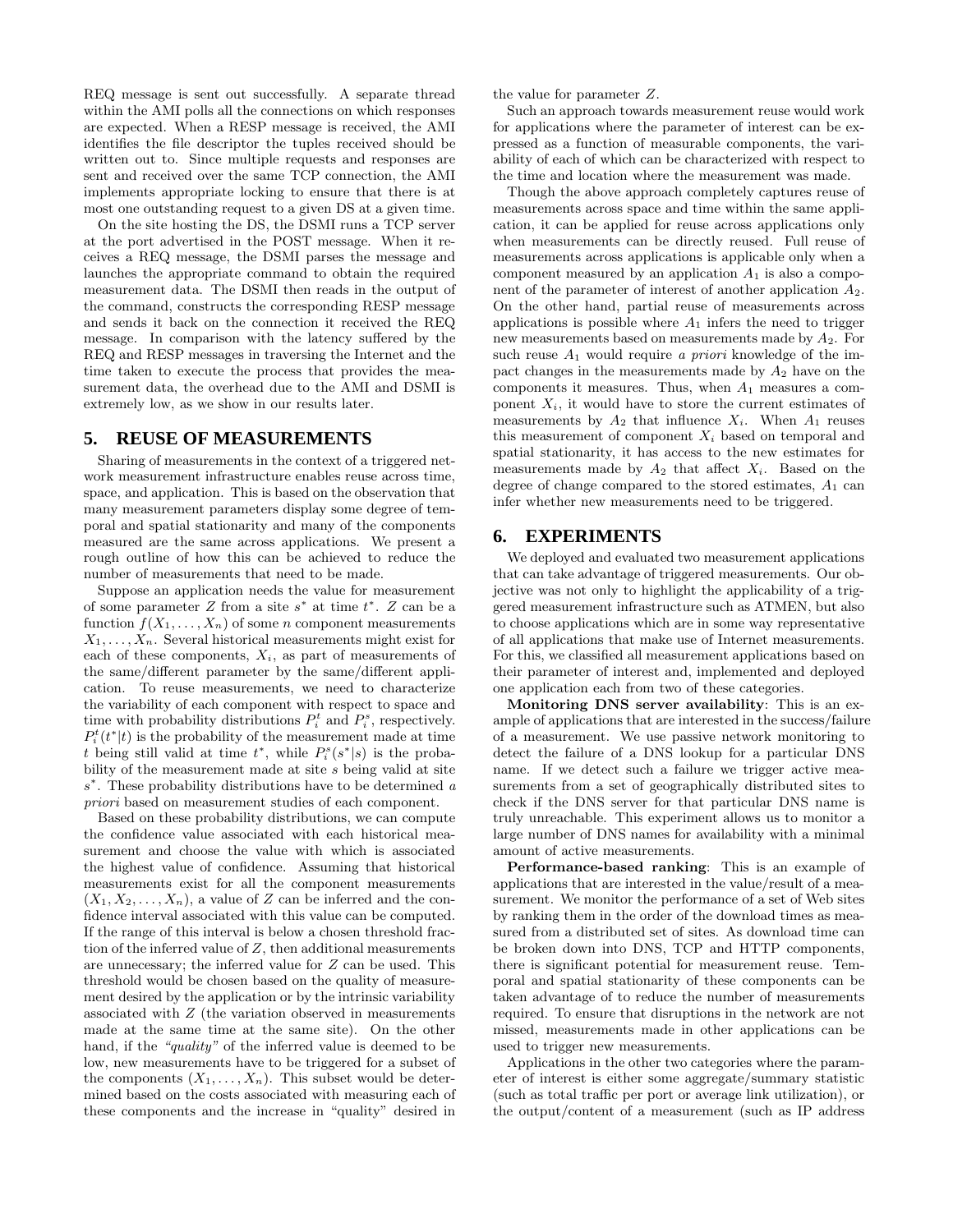REQ message is sent out successfully. A separate thread within the AMI polls all the connections on which responses are expected. When a RESP message is received, the AMI identifies the file descriptor the tuples received should be written out to. Since multiple requests and responses are sent and received over the same TCP connection, the AMI implements appropriate locking to ensure that there is at most one outstanding request to a given DS at a given time.

On the site hosting the DS, the DSMI runs a TCP server at the port advertised in the POST message. When it receives a REQ message, the DSMI parses the message and launches the appropriate command to obtain the required measurement data. The DSMI then reads in the output of the command, constructs the corresponding RESP message and sends it back on the connection it received the REQ message. In comparison with the latency suffered by the REQ and RESP messages in traversing the Internet and the time taken to execute the process that provides the measurement data, the overhead due to the AMI and DSMI is extremely low, as we show in our results later.

## 5. REUSE OF MEASUREMENTS

Sharing of measurements in the context of a triggered network measurement infrastructure enables reuse across time, space, and application. This is based on the observation that many measurement parameters display some degree of temporal and spatial stationarity and many of the components measured are the same across applications. We present a rough outline of how this can be achieved to reduce the number of measurements that need to be made.

Suppose an application needs the value for measurement of some parameter $Z$ from a site $s^*$ at time $t^*$. $Z$ can be a function $f(X_1, \ldots, X_n)$ of some $n$ component measurements $X_1, \ldots, X_n$. Several historical measurements might exist for each of these components, $X_i$, as part of measurements of the same/different parameter by the same/different application. To reuse measurements, we need to characterize the variability of each component with respect to space and time with probability distributions $P_i^t$ and $P_i^s$, respectively. $P_i^t(t^*|t)$ is the probability of the measurement made at time $t$ being still valid at time $t^*$, while $P_i^s(s^*|s)$ is the probability of the measurement made at site $s$ being valid at site $s^*$. These probability distributions have to be determined *a priori* based on measurement studies of each component.

Based on these probability distributions, we can compute the confidence value associated with each historical measurement and choose the value with which is associated the highest value of confidence. Assuming that historical measurements exist for all the component measurements $(X_1, X_2, \ldots, X_n)$, a value of $Z$ can be inferred and the confidence interval associated with this value can be computed. If the range of this interval is below a chosen threshold fraction of the inferred value of $Z$, then additional measurements are unnecessary; the inferred value for $Z$ can be used. This threshold would be chosen based on the quality of measurement desired by the application or by the intrinsic variability associated with $Z$ (the variation observed in measurements made at the same time at the same site). On the other hand, if the *"quality"* of the inferred value is deemed to be low, new measurements have to be triggered for a subset of the components $(X_1, \ldots, X_n)$. This subset would be determined based on the costs associated with measuring each of these components and the increase in "quality" desired in the value for parameter $Z$.

Such an approach towards measurement reuse would work for applications where the parameter of interest can be expressed as a function of measurable components, the variability of each of which can be characterized with respect to the time and location where the measurement was made.

Though the above approach completely captures reuse of measurements across space and time within the same application, it can be applied for reuse across applications only when measurements can be directly reused. Full reuse of measurements across applications is applicable only when a component measured by an application $A_1$ is also a component of the parameter of interest of another application $A_2$. On the other hand, partial reuse of measurements across applications is possible where $A_1$ infers the need to trigger new measurements based on measurements made by $A_2$. For such reuse $A_1$ would require *a priori* knowledge of the impact changes in the measurements made by $A_2$ have on the components it measures. Thus, when $A_1$ measures a component $X_i$, it would have to store the current estimates of measurements by $A_2$ that influence $X_i$. When $A_1$ reuses this measurement of component $X_i$ based on temporal and spatial stationarity, it has access to the new estimates for measurements made by $A_2$ that affect $X_i$. Based on the degree of change compared to the stored estimates, $A_1$ can infer whether new measurements need to be triggered.

## 6. EXPERIMENTS

We deployed and evaluated two measurement applications that can take advantage of triggered measurements. Our objective was not only to highlight the applicability of a triggered measurement infrastructure such as ATMEN, but also to choose applications which are in some way representative of all applications that make use of Internet measurements. For this, we classified all measurement applications based on their parameter of interest and, implemented and deployed one application each from two of these categories.

**Monitoring DNS server availability**: This is an example of applications that are interested in the success/failure of a measurement. We use passive network monitoring to detect the failure of a DNS lookup for a particular DNS name. If we detect such a failure we trigger active measurements from a set of geographically distributed sites to check if the DNS server for that particular DNS name is truly unreachable. This experiment allows us to monitor a large number of DNS names for availability with a minimal amount of active measurements.

**Performance-based ranking**: This is an example of applications that are interested in the value/result of a measurement. We monitor the performance of a set of Web sites by ranking them in the order of the download times as measured from a distributed set of sites. As download time can be broken down into DNS, TCP and HTTP components, there is significant potential for measurement reuse. Temporal and spatial stationarity of these components can be taken advantage of to reduce the number of measurements required. To ensure that disruptions in the network are not missed, measurements made in other applications can be used to trigger new measurements.

Applications in the other two categories where the parameter of interest is either some aggregate/summary statistic (such as total traffic per port or average link utilization), or the output/content of a measurement (such as IP address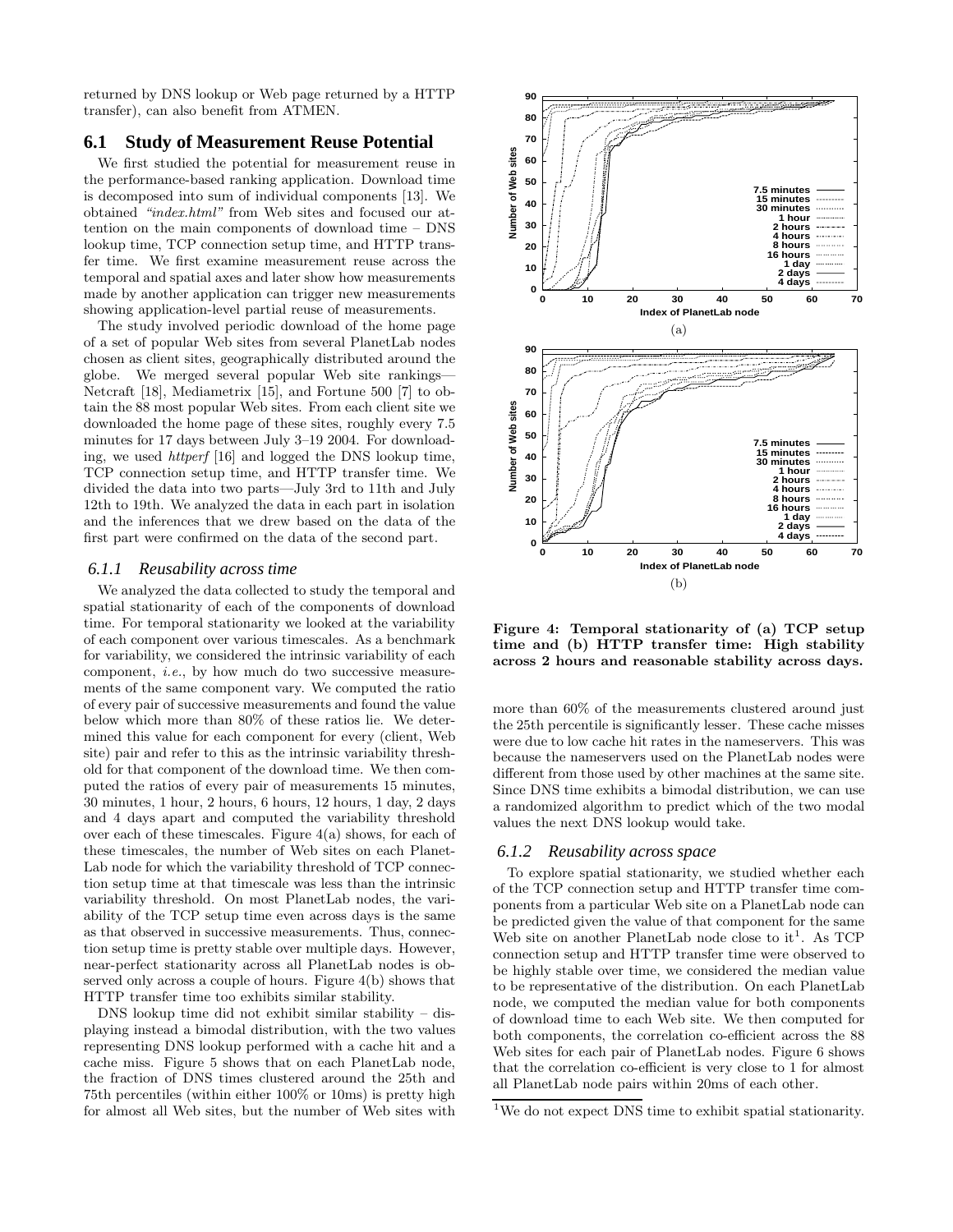returned by DNS lookup or Web page returned by a HTTP transfer), can also benefit from ATMEN.

## 6.1 Study of Measurement Reuse Potential

We first studied the potential for measurement reuse in the performance-based ranking application. Download time is decomposed into sum of individual components [13]. We obtained *"index.html"* from Web sites and focused our attention on the main components of download time – DNS lookup time, TCP connection setup time, and HTTP transfer time. We first examine measurement reuse across the temporal and spatial axes and later show how measurements made by another application can trigger new measurements showing application-level partial reuse of measurements.

The study involved periodic download of the home page of a set of popular Web sites from several PlanetLab nodes chosen as client sites, geographically distributed around the globe. We merged several popular Web site rankings—Netcraft [18], Mediametrix [15], and Fortune 500 [7] to obtain the 88 most popular Web sites. From each client site we downloaded the home page of these sites, roughly every 7.5 minutes for 17 days between July 3–19 2004. For downloading, we used *httperf* [16] and logged the DNS lookup time, TCP connection setup time, and HTTP transfer time. We divided the data into two parts—July 3rd to 11th and July 12th to 19th. We analyzed the data in each part in isolation and the inferences that we drew based on the data of the first part were confirmed on the data of the second part.

### 6.1.1 Reusability across time

We analyzed the data collected to study the temporal and spatial stationarity of each of the components of download time. For temporal stationarity we looked at the variability of each component over various timescales. As a benchmark for variability, we considered the intrinsic variability of each component, *i.e.*, by how much do two successive measurements of the same component vary. We computed the ratio of every pair of successive measurements and found the value below which more than 80% of these ratios lie. We determined this value for each component for every (client, Web site) pair and refer to this as the intrinsic variability threshold for that component of the download time. We then computed the ratios of every pair of measurements 15 minutes, 30 minutes, 1 hour, 2 hours, 6 hours, 12 hours, 1 day, 2 days and 4 days apart and computed the variability threshold over each of these timescales. Figure 4(a) shows, for each of these timescales, the number of Web sites on each PlanetLab node for which the variability threshold of TCP connection setup time at that timescale was less than the intrinsic variability threshold. On most PlanetLab nodes, the variability of the TCP setup time even across days is the same as that observed in successive measurements. Thus, connection setup time is pretty stable over multiple days. However, near-perfect stationarity across all PlanetLab nodes is observed only across a couple of hours. Figure 4(b) shows that HTTP transfer time too exhibits similar stability.

DNS lookup time did not exhibit similar stability – displaying instead a bimodal distribution, with the two values representing DNS lookup performed with a cache hit and a cache miss. Figure 5 shows that on each PlanetLab node, the fraction of DNS times clustered around the 25th and 75th percentiles (within either 100% or 10ms) is pretty high for almost all Web sites, but the number of Web sites with more than 60% of the measurements clustered around just the 25th percentile is significantly lesser. These cache misses were due to low cache hit rates in the nameservers. This was because the nameservers used on the PlanetLab nodes were different from those used by other machines at the same site. Since DNS time exhibits a bimodal distribution, we can use a randomized algorithm to predict which of the two modal values the next DNS lookup would take.

**Figure 4: Temporal stationarity of (a) TCP setup time and (b) HTTP transfer time: High stability across 2 hours and reasonable stability across days.**

### 6.1.2 Reusability across space

To explore spatial stationarity, we studied whether each of the TCP connection setup and HTTP transfer time components from a particular Web site on a PlanetLab node can be predicted given the value of that component for the same Web site on another PlanetLab node close to it[1]. As TCP connection setup and HTTP transfer time were observed to be highly stable over time, we considered the median value to be representative of the distribution. On each PlanetLab node, we computed the median value for both components of download time to each Web site. We then computed for both components, the correlation co-efficient across the 88 Web sites for each pair of PlanetLab nodes. Figure 6 shows that the correlation co-efficient is very close to 1 for almost all PlanetLab node pairs within 20ms of each other.

[1]We do not expect DNS time to exhibit spatial stationarity.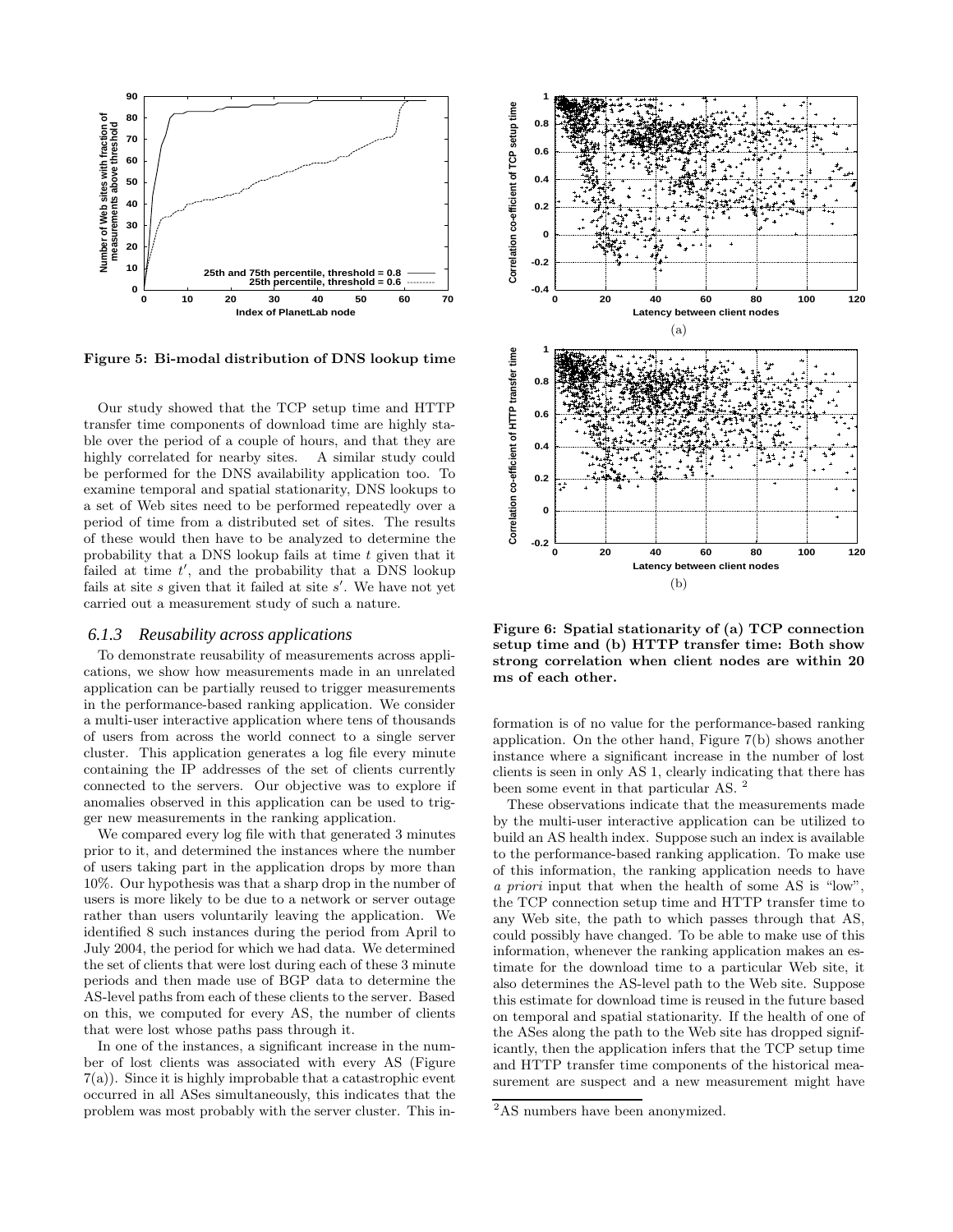Figure 5: Bi-modal distribution of DNS lookup time

Our study showed that the TCP setup time and HTTP transfer time components of download time are highly stable over the period of a couple of hours, and that they are highly correlated for nearby sites. A similar study could be performed for the DNS availability application too. To examine temporal and spatial stationarity, DNS lookups to a set of Web sites need to be performed repeatedly over a period of time from a distributed set of sites. The results of these would then have to be analyzed to determine the probability that a DNS lookup fails at time $t$ given that it failed at time $t'$, and the probability that a DNS lookup fails at site $s$ given that it failed at site $s'$. We have not yet carried out a measurement study of such a nature.

### 6.1.3 Reusability across applications

To demonstrate reusability of measurements across applications, we show how measurements made in an unrelated application can be partially reused to trigger measurements in the performance-based ranking application. We consider a multi-user interactive application where tens of thousands of users from across the world connect to a single server cluster. This application generates a log file every minute containing the IP addresses of the set of clients currently connected to the servers. Our objective was to explore if anomalies observed in this application can be used to trigger new measurements in the ranking application.

We compared every log file with that generated 3 minutes prior to it, and determined the instances where the number of users taking part in the application drops by more than 10%. Our hypothesis was that a sharp drop in the number of users is more likely to be due to a network or server outage rather than users voluntarily leaving the application. We identified 8 such instances during the period from April to July 2004, the period for which we had data. We determined the set of clients that were lost during each of these 3 minute periods and then made use of BGP data to determine the AS-level paths from each of these clients to the server. Based on this, we computed for every AS, the number of clients that were lost whose paths pass through it.

In one of the instances, a significant increase in the number of lost clients was associated with every AS (Figure 7(a)). Since it is highly improbable that a catastrophic event occurred in all ASes simultaneously, this indicates that the problem was most probably with the server cluster. This information is of no value for the performance-based ranking application. On the other hand, Figure 7(b) shows another instance where a significant increase in the number of lost clients is seen in only AS 1, clearly indicating that there has been some event in that particular AS. [2]

Figure 6: Spatial stationarity of (a) TCP connection setup time and (b) HTTP transfer time: Both show strong correlation when client nodes are within 20 ms of each other.

These observations indicate that the measurements made by the multi-user interactive application can be utilized to build an AS health index. Suppose such an index is available to the performance-based ranking application. To make use of this information, the ranking application needs to have *a priori* input that when the health of some AS is "low", the TCP connection setup time and HTTP transfer time to any Web site, the path to which passes through that AS, could possibly have changed. To be able to make use of this information, whenever the ranking application makes an estimate for the download time to a particular Web site, it also determines the AS-level path to the Web site. Suppose this estimate for download time is reused in the future based on temporal and spatial stationarity. If the health of one of the ASes along the path to the Web site has dropped significantly, then the application infers that the TCP setup time and HTTP transfer time components of the historical measurement are suspect and a new measurement might have

[2] AS numbers have been anonymized.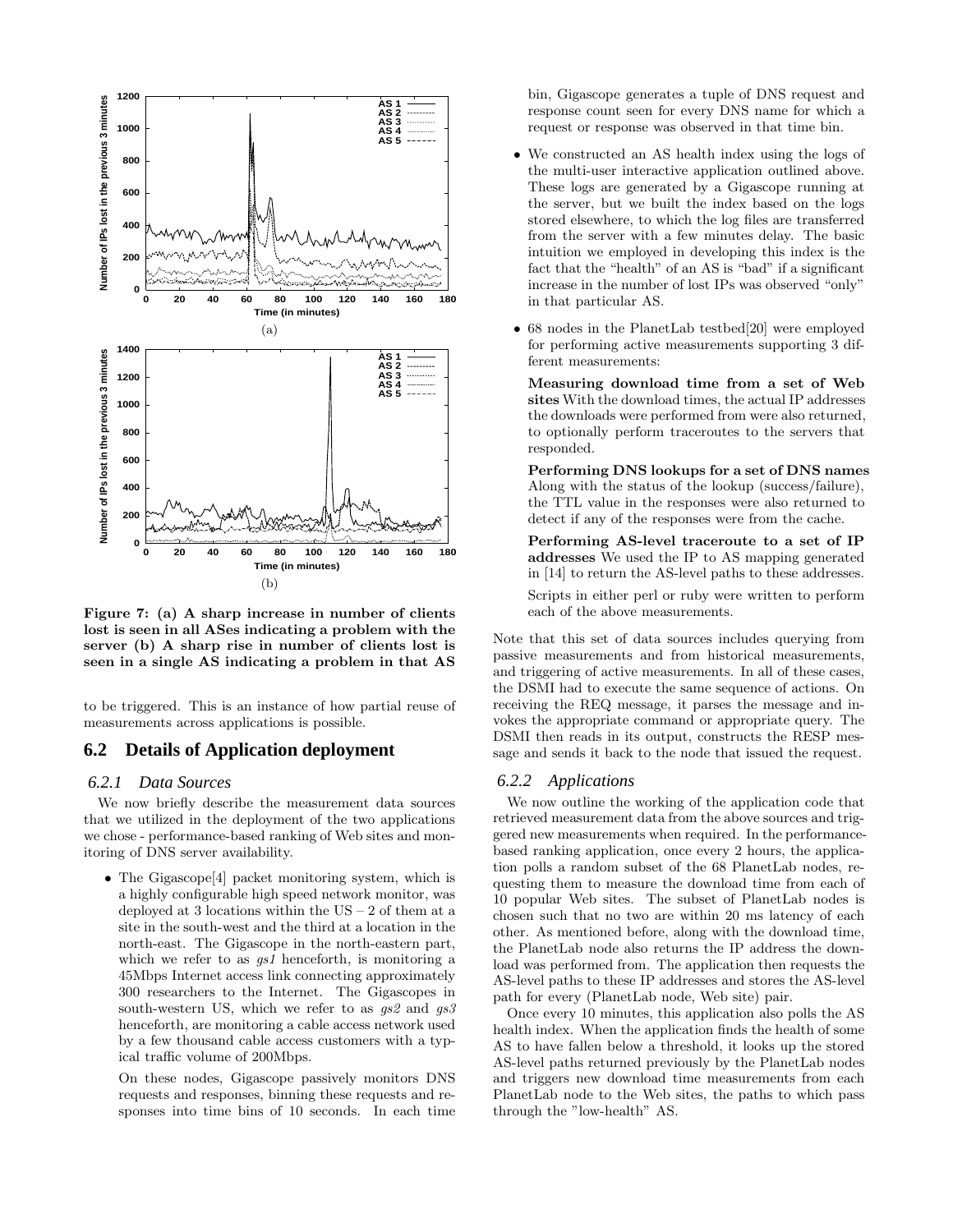Figure 7: (a) A sharp increase in number of clients lost is seen in all ASes indicating a problem with the server (b) A sharp rise in number of clients lost is seen in a single AS indicating a problem in that AS

to be triggered. This is an instance of how partial reuse of measurements across applications is possible.

## 6.2 Details of Application deployment

### 6.2.1 Data Sources

We now briefly describe the measurement data sources that we utilized in the deployment of the two applications we chose - performance-based ranking of Web sites and monitoring of DNS server availability.

- The Gigascope[4] packet monitoring system, which is a highly configurable high speed network monitor, was deployed at 3 locations within the US – 2 of them at a site in the south-west and the third at a location in the north-east. The Gigascope in the north-eastern part, which we refer to as *gs1* henceforth, is monitoring a 45Mbps Internet access link connecting approximately 300 researchers to the Internet. The Gigascopes in south-western US, which we refer to as *gs2* and *gs3* henceforth, are monitoring a cable access network used by a few thousand cable access customers with a typical traffic volume of 200Mbps.

  On these nodes, Gigascope passively monitors DNS requests and responses, binning these requests and responses into time bins of 10 seconds. In each time bin, Gigascope generates a tuple of DNS request and response count seen for every DNS name for which a request or response was observed in that time bin.

- We constructed an AS health index using the logs of the multi-user interactive application outlined above. These logs are generated by a Gigascope running at the server, but we built the index based on the logs stored elsewhere, to which the log files are transferred from the server with a few minutes delay. The basic intuition we employed in developing this index is the fact that the "health" of an AS is "bad" if a significant increase in the number of lost IPs was observed "only" in that particular AS.

- 68 nodes in the PlanetLab testbed[20] were employed for performing active measurements supporting 3 different measurements:

  **Measuring download time from a set of Web sites** With the download times, the actual IP addresses the downloads were performed from were also returned, to optionally perform traceroutes to the servers that responded.

  **Performing DNS lookups for a set of DNS names** Along with the status of the lookup (success/failure), the TTL value in the responses were also returned to detect if any of the responses were from the cache.

  **Performing AS-level traceroute to a set of IP addresses** We used the IP to AS mapping generated in [14] to return the AS-level paths to these addresses.

  Scripts in either perl or ruby were written to perform each of the above measurements.

Note that this set of data sources includes querying from passive measurements and from historical measurements, and triggering of active measurements. In all of these cases, the DSMI had to execute the same sequence of actions. On receiving the REQ message, it parses the message and invokes the appropriate command or appropriate query. The DSMI then reads in its output, constructs the RESP message and sends it back to the node that issued the request.

### 6.2.2 Applications

We now outline the working of the application code that retrieved measurement data from the above sources and triggered new measurements when required. In the performance-based ranking application, once every 2 hours, the application polls a random subset of the 68 PlanetLab nodes, requesting them to measure the download time from each of 10 popular Web sites. The subset of PlanetLab nodes is chosen such that no two are within 20 ms latency of each other. As mentioned before, along with the download time, the PlanetLab node also returns the IP address the download was performed from. The application then requests the AS-level paths to these IP addresses and stores the AS-level path for every (PlanetLab node, Web site) pair.

Once every 10 minutes, this application also polls the AS health index. When the application finds the health of some AS to have fallen below a threshold, it looks up the stored AS-level paths returned previously by the PlanetLab nodes and triggers new download time measurements from each PlanetLab node to the Web sites, the paths to which pass through the "low-health" AS.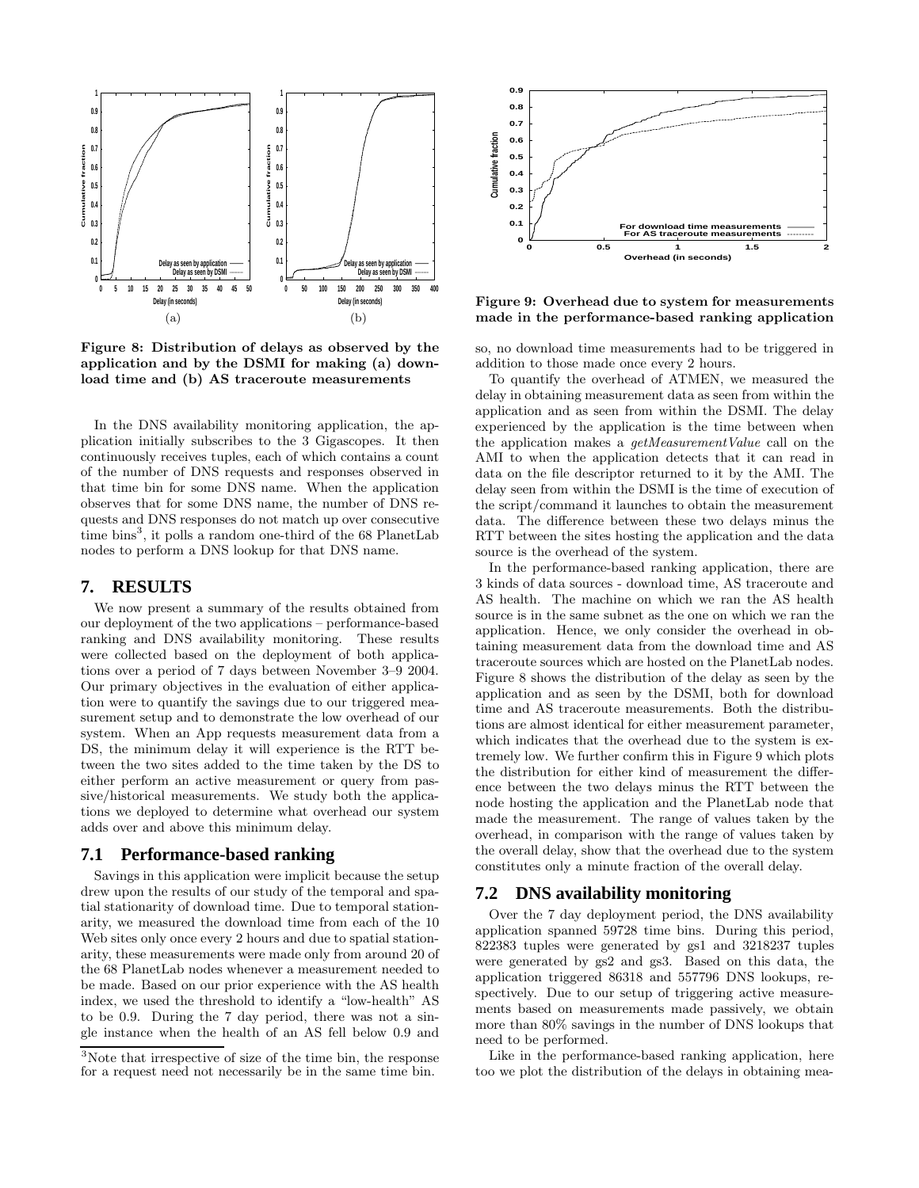Figure 8: Distribution of delays as observed by the application and by the DSMI for making (a) download time and (b) AS traceroute measurements

In the DNS availability monitoring application, the application initially subscribes to the 3 Gigascopes. It then continuously receives tuples, each of which contains a count of the number of DNS requests and responses observed in that time bin for some DNS name. When the application observes that for some DNS name, the number of DNS requests and DNS responses do not match up over consecutive time bins[3], it polls a random one-third of the 68 PlanetLab nodes to perform a DNS lookup for that DNS name.

## 7. RESULTS

We now present a summary of the results obtained from our deployment of the two applications – performance-based ranking and DNS availability monitoring. These results were collected based on the deployment of both applications over a period of 7 days between November 3–9 2004. Our primary objectives in the evaluation of either application were to quantify the savings due to our triggered measurement setup and to demonstrate the low overhead of our system. When an App requests measurement data from a DS, the minimum delay it will experience is the RTT between the two sites added to the time taken by the DS to either perform an active measurement or query from passive/historical measurements. We study both the applications we deployed to determine what overhead our system adds over and above this minimum delay.

### 7.1 Performance-based ranking

Savings in this application were implicit because the setup drew upon the results of our study of the temporal and spatial stationarity of download time. Due to temporal stationarity, we measured the download time from each of the 10 Web sites only once every 2 hours and due to spatial stationarity, these measurements were made only from around 20 of the 68 PlanetLab nodes whenever a measurement needed to be made. Based on our prior experience with the AS health index, we used the threshold to identify a "low-health" AS to be 0.9. During the 7 day period, there was not a single instance when the health of an AS fell below 0.9 and so, no download time measurements had to be triggered in addition to those made once every 2 hours.

[3]Note that irrespective of size of the time bin, the response for a request need not necessarily be in the same time bin.

Figure 9: Overhead due to system for measurements made in the performance-based ranking application

To quantify the overhead of ATMEN, we measured the delay in obtaining measurement data as seen from within the application and as seen from within the DSMI. The delay experienced by the application is the time between when the application makes a *getMeasurementValue* call on the AMI to when the application detects that it can read in data on the file descriptor returned to it by the AMI. The delay seen from within the DSMI is the time of execution of the script/command it launches to obtain the measurement data. The difference between these two delays minus the RTT between the sites hosting the application and the data source is the overhead of the system.

In the performance-based ranking application, there are 3 kinds of data sources - download time, AS traceroute and AS health. The machine on which we ran the AS health source is in the same subnet as the one on which we ran the application. Hence, we only consider the overhead in obtaining measurement data from the download time and AS traceroute sources which are hosted on the PlanetLab nodes. Figure 8 shows the distribution of the delay as seen by the application and as seen by the DSMI, both for download time and AS traceroute measurements. Both the distributions are almost identical for either measurement parameter, which indicates that the overhead due to the system is extremely low. We further confirm this in Figure 9 which plots the distribution for either kind of measurement the difference between the two delays minus the RTT between the node hosting the application and the PlanetLab node that made the measurement. The range of values taken by the overhead, in comparison with the range of values taken by the overall delay, show that the overhead due to the system constitutes only a minute fraction of the overall delay.

### 7.2 DNS availability monitoring

Over the 7 day deployment period, the DNS availability application spanned 59728 time bins. During this period, 822383 tuples were generated by gs1 and 3218237 tuples were generated by gs2 and gs3. Based on this data, the application triggered 86318 and 557796 DNS lookups, respectively. Due to our setup of triggering active measurements based on measurements made passively, we obtain more than 80% savings in the number of DNS lookups that need to be performed.

Like in the performance-based ranking application, here too we plot the distribution of the delays in obtaining mea-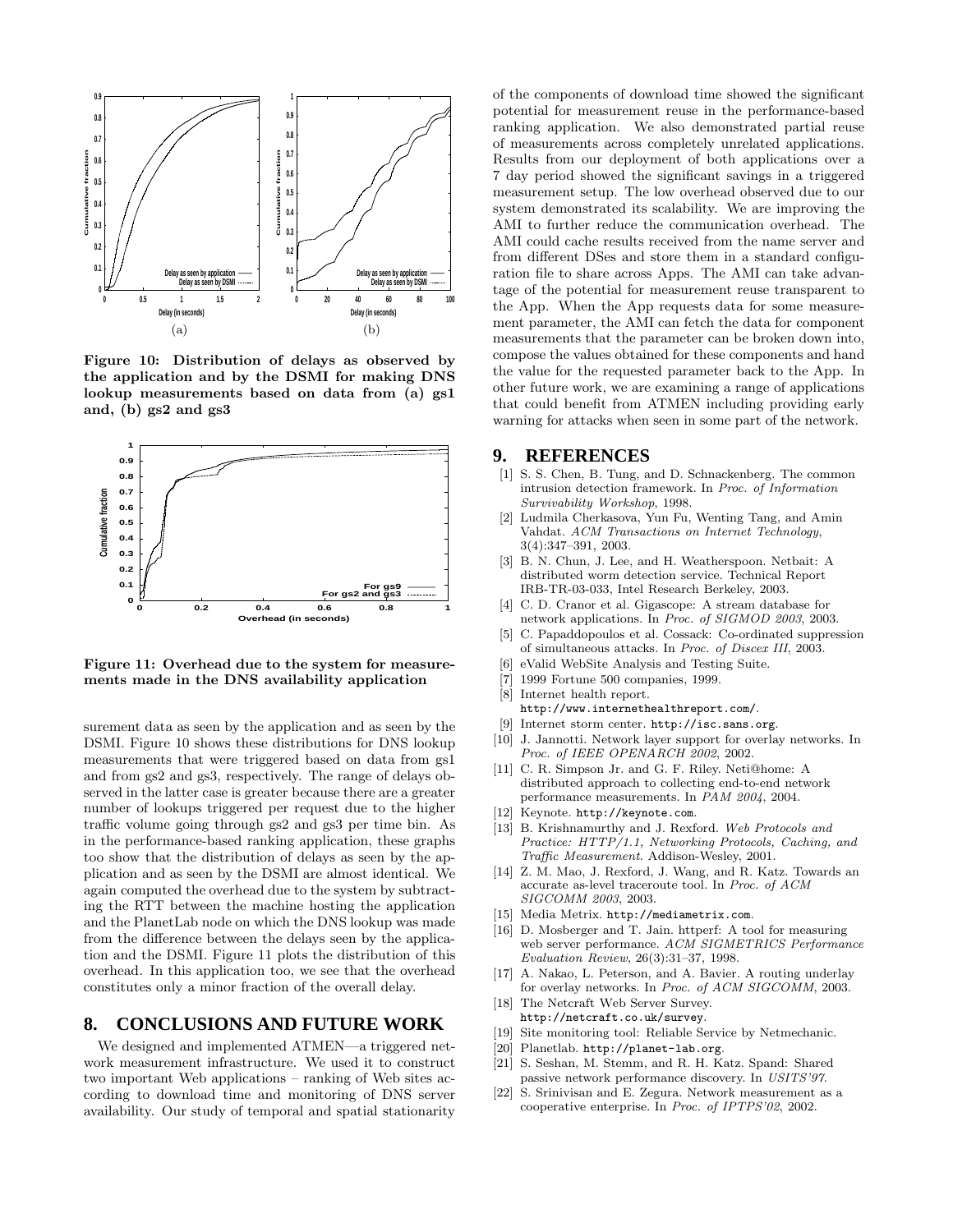0.9
0.8
0.7
0.6
0.5
0.4
0.3
0.2
0.1
0
Cumulative fraction
0 0.5 1 1.5 2
Delay (in seconds)
Delay as seen by application
Delay as seen by DSMI
(a)

1
0.9
0.8
0.7
0.6
0.5
0.4
0.3
0.2
0.1
0
Cumulative fraction
0 20 40 60 80 100
Delay (in seconds)
Delay as seen by application
Delay as seen by DSMI
(b)

**Figure 10: Distribution of delays as observed by the application and by the DSMI for making DNS lookup measurements based on data from (a) gs1 and, (b) gs2 and gs3**

1
0.9
0.8
0.7
0.6
0.5
0.4
0.3
0.2
0.1
0
Cumulative fraction
0 0.2 0.4 0.6 0.8 1
Overhead (in seconds)
For gs9
For gs2 and gs3

**Figure 11: Overhead due to the system for measurements made in the DNS availability application**

surement data as seen by the application and as seen by the DSMI. Figure 10 shows these distributions for DNS lookup measurements that were triggered based on data from gs1 and from gs2 and gs3, respectively. The range of delays observed in the latter case is greater because there are a greater number of lookups triggered per request due to the higher traffic volume going through gs2 and gs3 per time bin. As in the performance-based ranking application, these graphs too show that the distribution of delays as seen by the application and as seen by the DSMI are almost identical. We again computed the overhead due to the system by subtracting the RTT between the machine hosting the application and the PlanetLab node on which the DNS lookup was made from the difference between the delays seen by the application and the DSMI. Figure 11 plots the distribution of this overhead. In this application too, we see that the overhead constitutes only a minor fraction of the overall delay.

## 8. CONCLUSIONS AND FUTURE WORK

We designed and implemented ATMEN—a triggered network measurement infrastructure. We used it to construct two important Web applications – ranking of Web sites according to download time and monitoring of DNS server availability. Our study of temporal and spatial stationarity of the components of download time showed the significant potential for measurement reuse in the performance-based ranking application. We also demonstrated partial reuse of measurements across completely unrelated applications. Results from our deployment of both applications over a 7 day period showed the significant savings in a triggered measurement setup. The low overhead observed due to our system demonstrated its scalability. We are improving the AMI to further reduce the communication overhead. The AMI could cache results received from the name server and from different DSes and store them in a standard configuration file to share across Apps. The AMI can take advantage of the potential for measurement reuse transparent to the App. When the App requests data for some measurement parameter, the AMI can fetch the data for component measurements that the parameter can be broken down into, compose the values obtained for these components and hand the value for the requested parameter back to the App. In other future work, we are examining a range of applications that could benefit from ATMEN including providing early warning for attacks when seen in some part of the network.

## 9. REFERENCES

[1] S. S. Chen, B. Tung, and D. Schnackenberg. The common intrusion detection framework. In *Proc. of Information Survivability Workshop*, 1998.

[2] Ludmila Cherkasova, Yun Fu, Wenting Tang, and Amin Vahdat. *ACM Transactions on Internet Technology*, 3(4):347–391, 2003.

[3] B. N. Chun, J. Lee, and H. Weatherspoon. Netbait: A distributed worm detection service. Technical Report IRB-TR-03-033, Intel Research Berkeley, 2003.

[4] C. D. Cranor et al. Gigascope: A stream database for network applications. In *Proc. of SIGMOD 2003*, 2003.

[5] C. Papaddopoulos et al. Cossack: Co-ordinated suppression of simultaneous attacks. In *Proc. of Discex III*, 2003.

[6] eValid WebSite Analysis and Testing Suite.

[7] 1999 Fortune 500 companies, 1999.

[8] Internet health report. http://www.internethealthreport.com/.

[9] Internet storm center. http://isc.sans.org.

[10] J. Jannotti. Network layer support for overlay networks. In *Proc. of IEEE OPENARCH 2002*, 2002.

[11] C. R. Simpson Jr. and G. F. Riley. Neti@home: A distributed approach to collecting end-to-end network performance measurements. In *PAM 2004*, 2004.

[12] Keynote. http://keynote.com.

[13] B. Krishnamurthy and J. Rexford. *Web Protocols and Practice: HTTP/1.1, Networking Protocols, Caching, and Traffic Measurement*. Addison-Wesley, 2001.

[14] Z. M. Mao, J. Rexford, J. Wang, and R. Katz. Towards an accurate as-level traceroute tool. In *Proc. of ACM SIGCOMM 2003*, 2003.

[15] Media Metrix. http://mediametrix.com.

[16] D. Mosberger and T. Jain. httperf: A tool for measuring web server performance. *ACM SIGMETRICS Performance Evaluation Review*, 26(3):31–37, 1998.

[17] A. Nakao, L. Peterson, and A. Bavier. A routing underlay for overlay networks. In *Proc. of ACM SIGCOMM*, 2003.

[18] The Netcraft Web Server Survey. http://netcraft.co.uk/survey.

[19] Site monitoring tool: Reliable Service by Netmechanic.

[20] Planetlab. http://planet-lab.org.

[21] S. Seshan, M. Stemm, and R. H. Katz. Spand: Shared passive network performance discovery. In *USITS'97*.

[22] S. Srinivisan and E. Zegura. Network measurement as a cooperative enterprise. In *Proc. of IPTPS'02*, 2002.